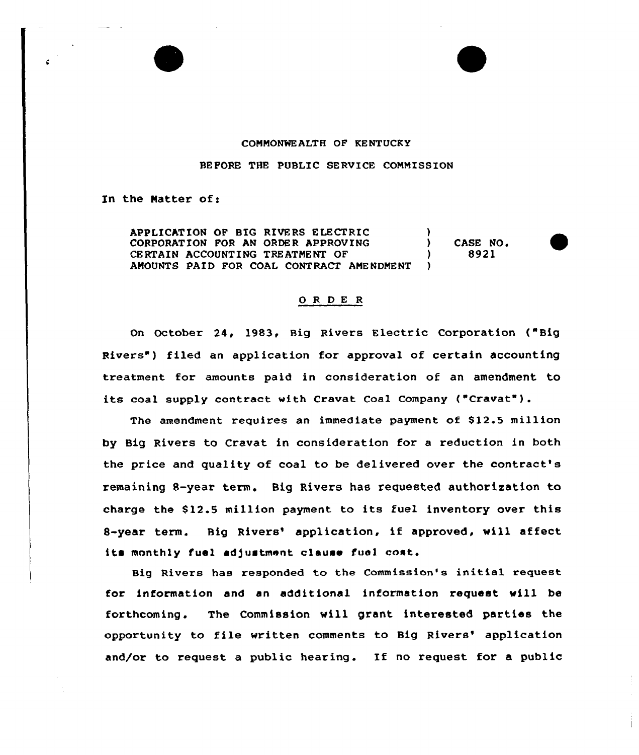COMMONWEALTH OF KENTUCKY

BEFORE THE PUBLIC SERVICE COMMISSION

In the Matter of:

APPLICATION OF BIG RIVERS ELECTRIC CORPORATION FOR AN ORDER APPROVING CERTAIN ACCOUNTING TREATMENT OF AMOUNTS PAID FOR COAL CONTRACT AMENDMENT ) CASE NO. 8921

## O R D E R

On October 24, 1983, Big Rivers Electric Corporation ("Big Rivers") filed an application for approval of certain accounting treatment for amounts paid in consideration of an amendment to its coal supply contract with Cravat Coal Company ("Cravat").

The amendment requires an immediate payment of $12.5 million by Big Rivers to Cravat in consideration for a reduction in both the price and quality of coal to be delivered over the contract's remaining 8-year term. Big Rivers has requested authorization to charge the $12.5 million payment to its fuel inventory over this 8-year term. Big Rivers' application, if approved, will affect its monthly fuel adjustment clause fuel cost.

Big Rivers has responded to the Commission's initial request for information and an additional information request will be forthcoming. The Commission will grant interested parties the opportunity to file written comments to Big Rivers' application and/or to request a public hearing. If no request for a public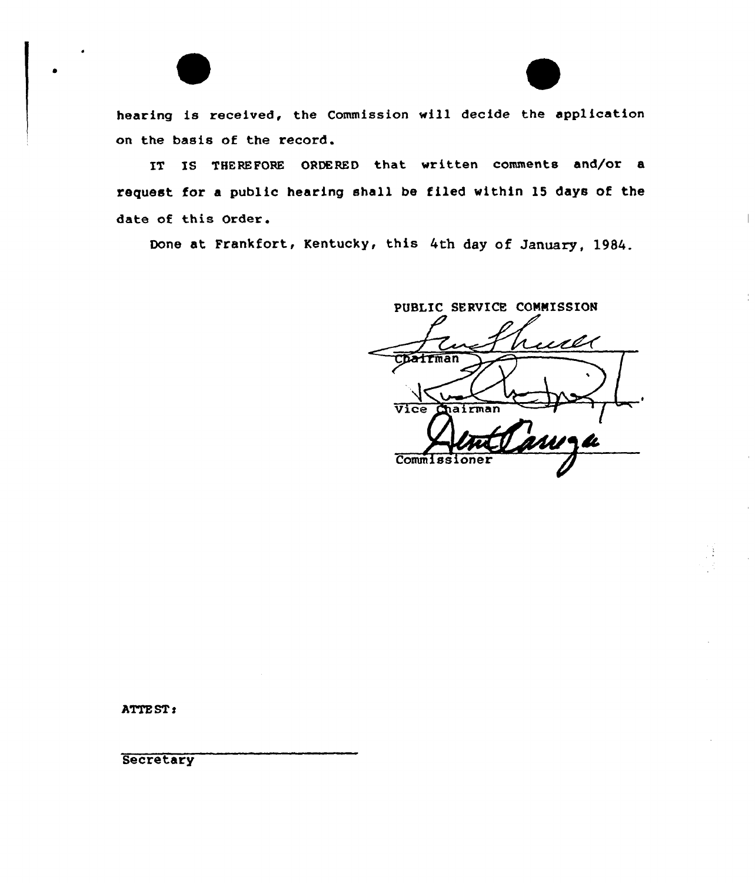hearing is received, the Commission will decide the application on the basis of the record.

IT IS THEREFORE ORDERED that written comments and/or a request for a public hearing shall be filed within 15 days of the date of this Order.

Done at Frankfort, Kentucky, this 4th day of January, 1984.

PUBLIC SERVICE COMMISSION

Chairman

Vice Chairman

Commissioner

ATTEST:

Secretary